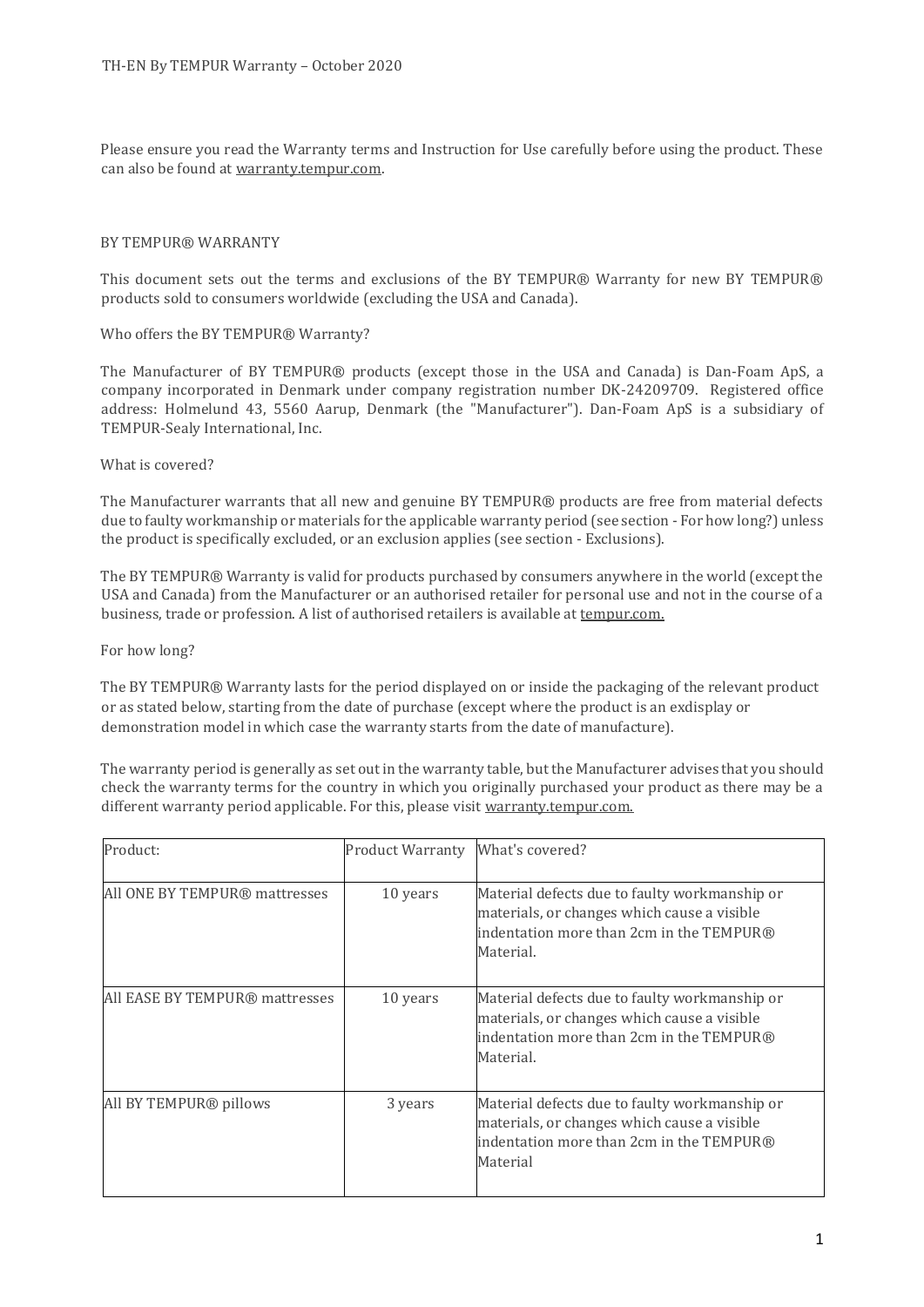TH-EN By TEMPUR Warranty – October 2020

Please ensure you read the Warranty terms and Instruction for Use carefully before using the product. These can also be found at warranty.tempur.com.

## BY TEMPUR® WARRANTY

This document sets out the terms and exclusions of the BY TEMPUR® Warranty for new BY TEMPUR® products sold to consumers worldwide (excluding the USA and Canada).

### Who offers the BY TEMPUR® Warranty?

The Manufacturer of BY TEMPUR® products (except those in the USA and Canada) is Dan-Foam ApS, a company incorporated in Denmark under company registration number DK-24209709. Registered office address: Holmelund 43, 5560 Aarup, Denmark (the "Manufacturer"). Dan-Foam ApS is a subsidiary of TEMPUR-Sealy International, Inc.

### What is covered?

The Manufacturer warrants that all new and genuine BY TEMPUR® products are free from material defects due to faulty workmanship or materials for the applicable warranty period (see section - For how long?) unless the product is specifically excluded, or an exclusion applies (see section - Exclusions).

The BY TEMPUR® Warranty is valid for products purchased by consumers anywhere in the world (except the USA and Canada) from the Manufacturer or an authorised retailer for personal use and not in the course of a business, trade or profession. A list of authorised retailers is available at tempur.com.

### For how long?

The BY TEMPUR® Warranty lasts for the period displayed on or inside the packaging of the relevant product or as stated below, starting from the date of purchase (except where the product is an exdisplay or demonstration model in which case the warranty starts from the date of manufacture).

The warranty period is generally as set out in the warranty table, but the Manufacturer advises that you should check the warranty terms for the country in which you originally purchased your product as there may be a different warranty period applicable. For this, please visit warranty.tempur.com.

| Product: | Product Warranty | What's covered? |
|---|---|---|
| All ONE BY TEMPUR® mattresses | 10 years | Material defects due to faulty workmanship or materials, or changes which cause a visible indentation more than 2cm in the TEMPUR® Material. |
| All EASE BY TEMPUR® mattresses | 10 years | Material defects due to faulty workmanship or materials, or changes which cause a visible indentation more than 2cm in the TEMPUR® Material. |
| All BY TEMPUR® pillows | 3 years | Material defects due to faulty workmanship or materials, or changes which cause a visible indentation more than 2cm in the TEMPUR® Material |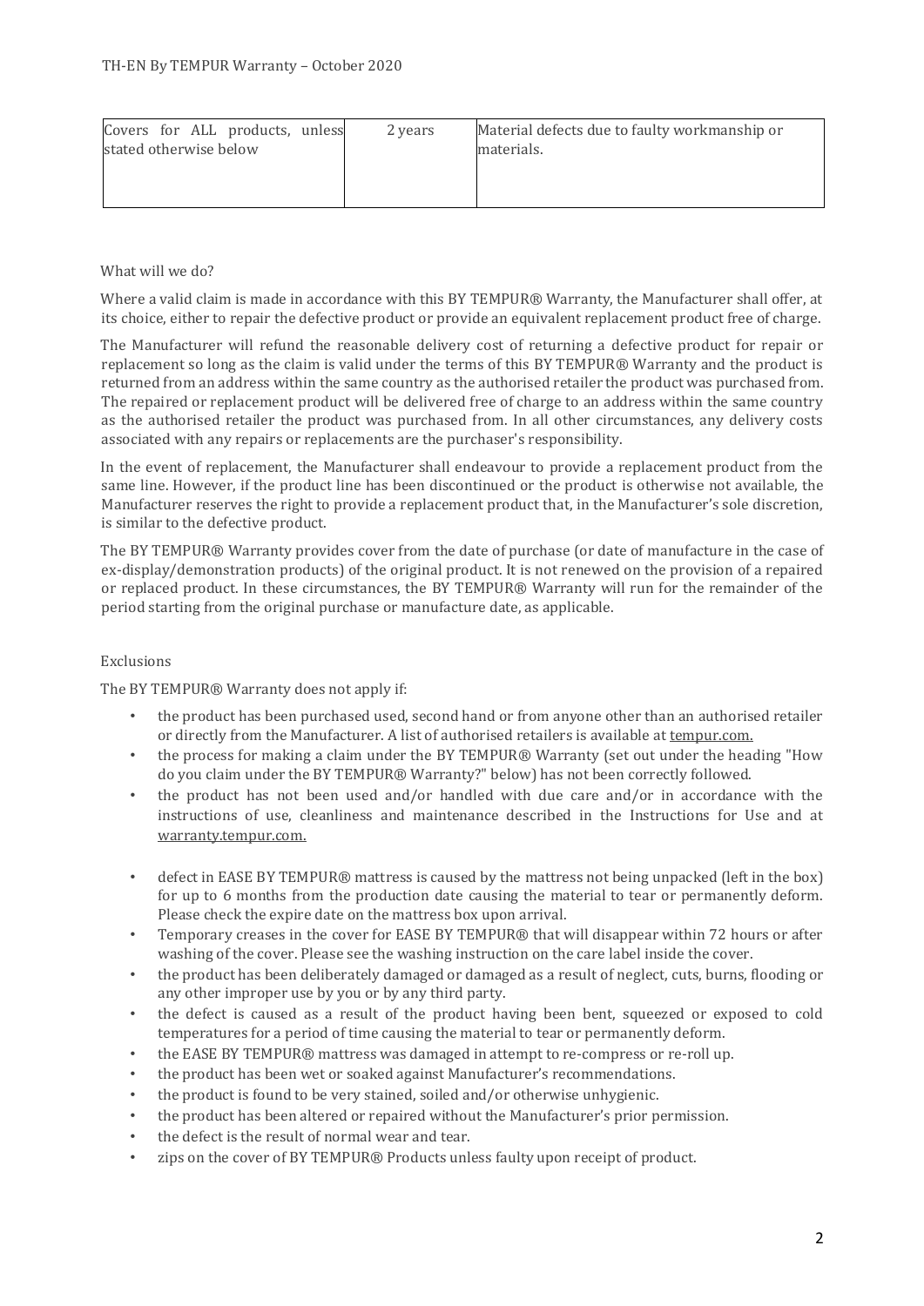| Covers for ALL products, unless stated otherwise below | 2 years | Material defects due to faulty workmanship or materials. |
|---|---|---|

What will we do?

Where a valid claim is made in accordance with this BY TEMPUR® Warranty, the Manufacturer shall offer, at its choice, either to repair the defective product or provide an equivalent replacement product free of charge.

The Manufacturer will refund the reasonable delivery cost of returning a defective product for repair or replacement so long as the claim is valid under the terms of this BY TEMPUR® Warranty and the product is returned from an address within the same country as the authorised retailer the product was purchased from. The repaired or replacement product will be delivered free of charge to an address within the same country as the authorised retailer the product was purchased from. In all other circumstances, any delivery costs associated with any repairs or replacements are the purchaser's responsibility.

In the event of replacement, the Manufacturer shall endeavour to provide a replacement product from the same line. However, if the product line has been discontinued or the product is otherwise not available, the Manufacturer reserves the right to provide a replacement product that, in the Manufacturer's sole discretion, is similar to the defective product.

The BY TEMPUR® Warranty provides cover from the date of purchase (or date of manufacture in the case of ex-display/demonstration products) of the original product. It is not renewed on the provision of a repaired or replaced product. In these circumstances, the BY TEMPUR® Warranty will run for the remainder of the period starting from the original purchase or manufacture date, as applicable.

Exclusions

The BY TEMPUR® Warranty does not apply if:

- the product has been purchased used, second hand or from anyone other than an authorised retailer or directly from the Manufacturer. A list of authorised retailers is available at tempur.com.
- the process for making a claim under the BY TEMPUR® Warranty (set out under the heading "How do you claim under the BY TEMPUR® Warranty?" below) has not been correctly followed.
- the product has not been used and/or handled with due care and/or in accordance with the instructions of use, cleanliness and maintenance described in the Instructions for Use and at warranty.tempur.com.
- defect in EASE BY TEMPUR® mattress is caused by the mattress not being unpacked (left in the box) for up to 6 months from the production date causing the material to tear or permanently deform. Please check the expire date on the mattress box upon arrival.
- Temporary creases in the cover for EASE BY TEMPUR® that will disappear within 72 hours or after washing of the cover. Please see the washing instruction on the care label inside the cover.
- the product has been deliberately damaged or damaged as a result of neglect, cuts, burns, flooding or any other improper use by you or by any third party.
- the defect is caused as a result of the product having been bent, squeezed or exposed to cold temperatures for a period of time causing the material to tear or permanently deform.
- the EASE BY TEMPUR® mattress was damaged in attempt to re-compress or re-roll up.
- the product has been wet or soaked against Manufacturer's recommendations.
- the product is found to be very stained, soiled and/or otherwise unhygienic.
- the product has been altered or repaired without the Manufacturer's prior permission.
- the defect is the result of normal wear and tear.
- zips on the cover of BY TEMPUR® Products unless faulty upon receipt of product.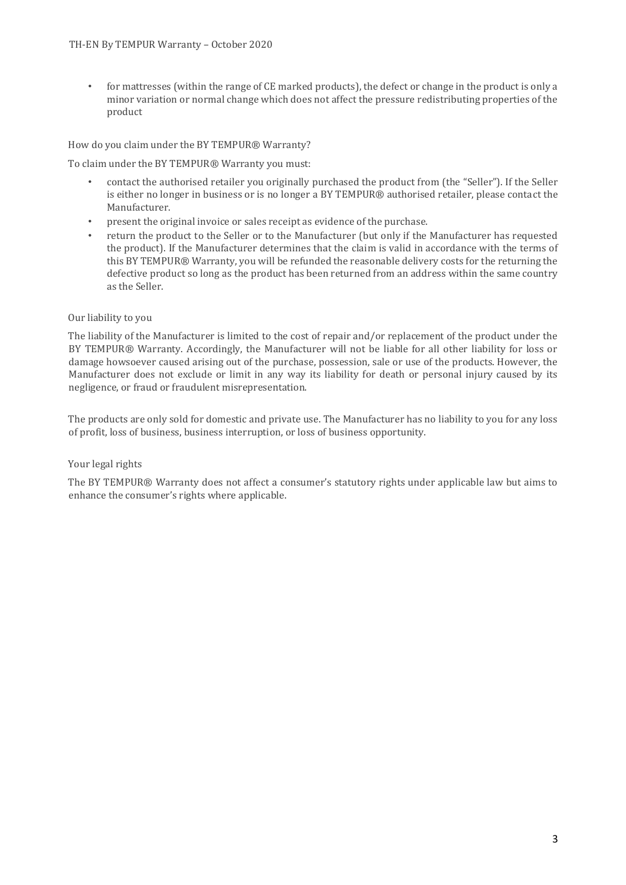- for mattresses (within the range of CE marked products), the defect or change in the product is only a minor variation or normal change which does not affect the pressure redistributing properties of the product

## How do you claim under the BY TEMPUR® Warranty?

To claim under the BY TEMPUR® Warranty you must:

- contact the authorised retailer you originally purchased the product from (the "Seller"). If the Seller is either no longer in business or is no longer a BY TEMPUR® authorised retailer, please contact the Manufacturer.
- present the original invoice or sales receipt as evidence of the purchase.
- return the product to the Seller or to the Manufacturer (but only if the Manufacturer has requested the product). If the Manufacturer determines that the claim is valid in accordance with the terms of this BY TEMPUR® Warranty, you will be refunded the reasonable delivery costs for the returning the defective product so long as the product has been returned from an address within the same country as the Seller.

## Our liability to you

The liability of the Manufacturer is limited to the cost of repair and/or replacement of the product under the BY TEMPUR® Warranty. Accordingly, the Manufacturer will not be liable for all other liability for loss or damage howsoever caused arising out of the purchase, possession, sale or use of the products. However, the Manufacturer does not exclude or limit in any way its liability for death or personal injury caused by its negligence, or fraud or fraudulent misrepresentation.

The products are only sold for domestic and private use. The Manufacturer has no liability to you for any loss of profit, loss of business, business interruption, or loss of business opportunity.

## Your legal rights

The BY TEMPUR® Warranty does not affect a consumer's statutory rights under applicable law but aims to enhance the consumer's rights where applicable.